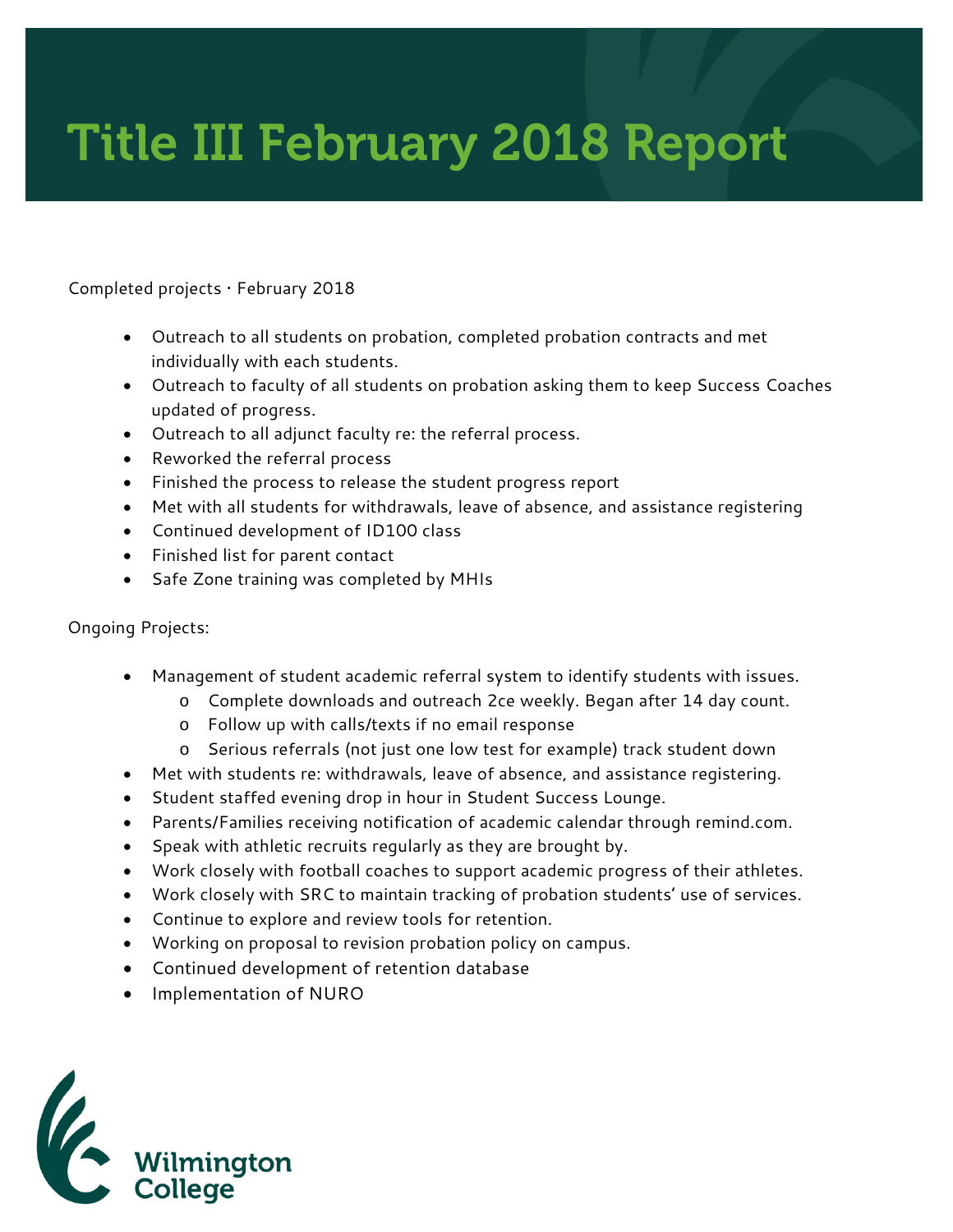# Title III February 2018 Report

Completed projects · February 2018

- Outreach to all students on probation, completed probation contracts and met individually with each students.
- Outreach to faculty of all students on probation asking them to keep Success Coaches updated of progress.
- Outreach to all adjunct faculty re: the referral process.
- Reworked the referral process
- Finished the process to release the student progress report
- Met with all students for withdrawals, leave of absence, and assistance registering
- Continued development of ID100 class
- Finished list for parent contact
- Safe Zone training was completed by MHIs

Ongoing Projects:

- Management of student academic referral system to identify students with issues.
  - Complete downloads and outreach 2ce weekly. Began after 14 day count.
  - Follow up with calls/texts if no email response
  - Serious referrals (not just one low test for example) track student down
- Met with students re: withdrawals, leave of absence, and assistance registering.
- Student staffed evening drop in hour in Student Success Lounge.
- Parents/Families receiving notification of academic calendar through remind.com.
- Speak with athletic recruits regularly as they are brought by.
- Work closely with football coaches to support academic progress of their athletes.
- Work closely with SRC to maintain tracking of probation students' use of services.
- Continue to explore and review tools for retention.
- Working on proposal to revision probation policy on campus.
- Continued development of retention database
- Implementation of NURO

Wilmington College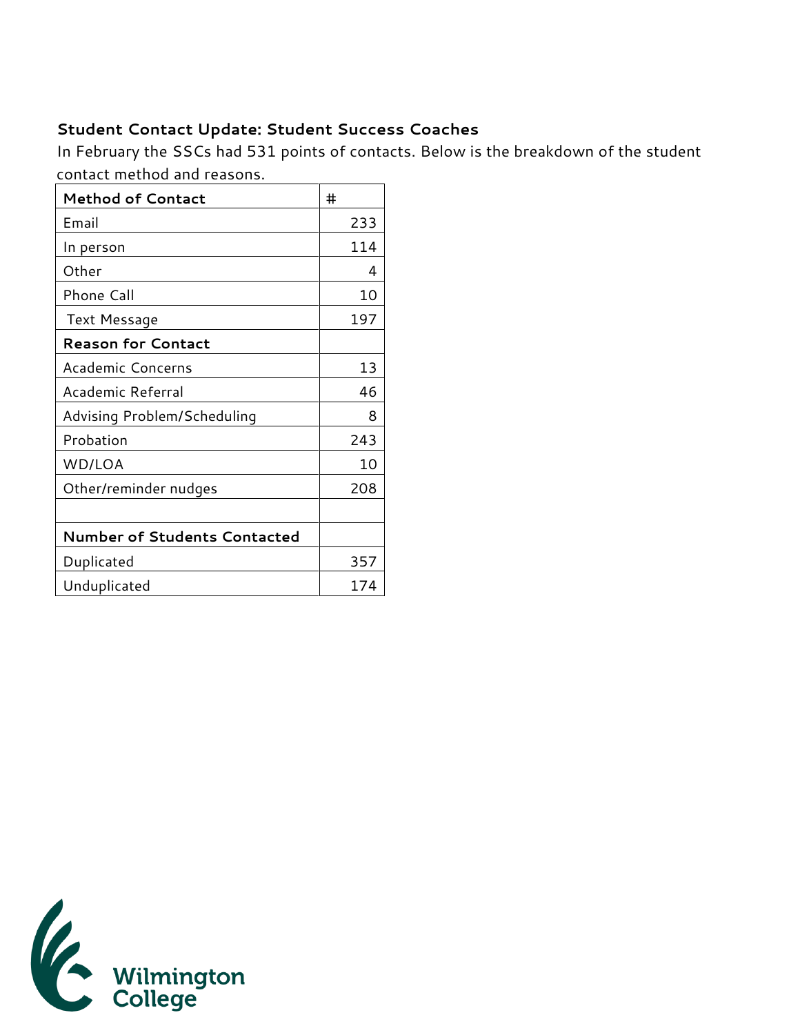**Student Contact Update: Student Success Coaches**

In February the SSCs had 531 points of contacts. Below is the breakdown of the student contact method and reasons.

| **Method of Contact** | # |
|---|---|
| Email | 233 |
| In person | 114 |
| Other | 4 |
| Phone Call | 10 |
| Text Message | 197 |
| **Reason for Contact** | |
| Academic Concerns | 13 |
| Academic Referral | 46 |
| Advising Problem/Scheduling | 8 |
| Probation | 243 |
| WD/LOA | 10 |
| Other/reminder nudges | 208 |
| | |
| **Number of Students Contacted** | |
| Duplicated | 357 |
| Unduplicated | 174 |

Wilmington College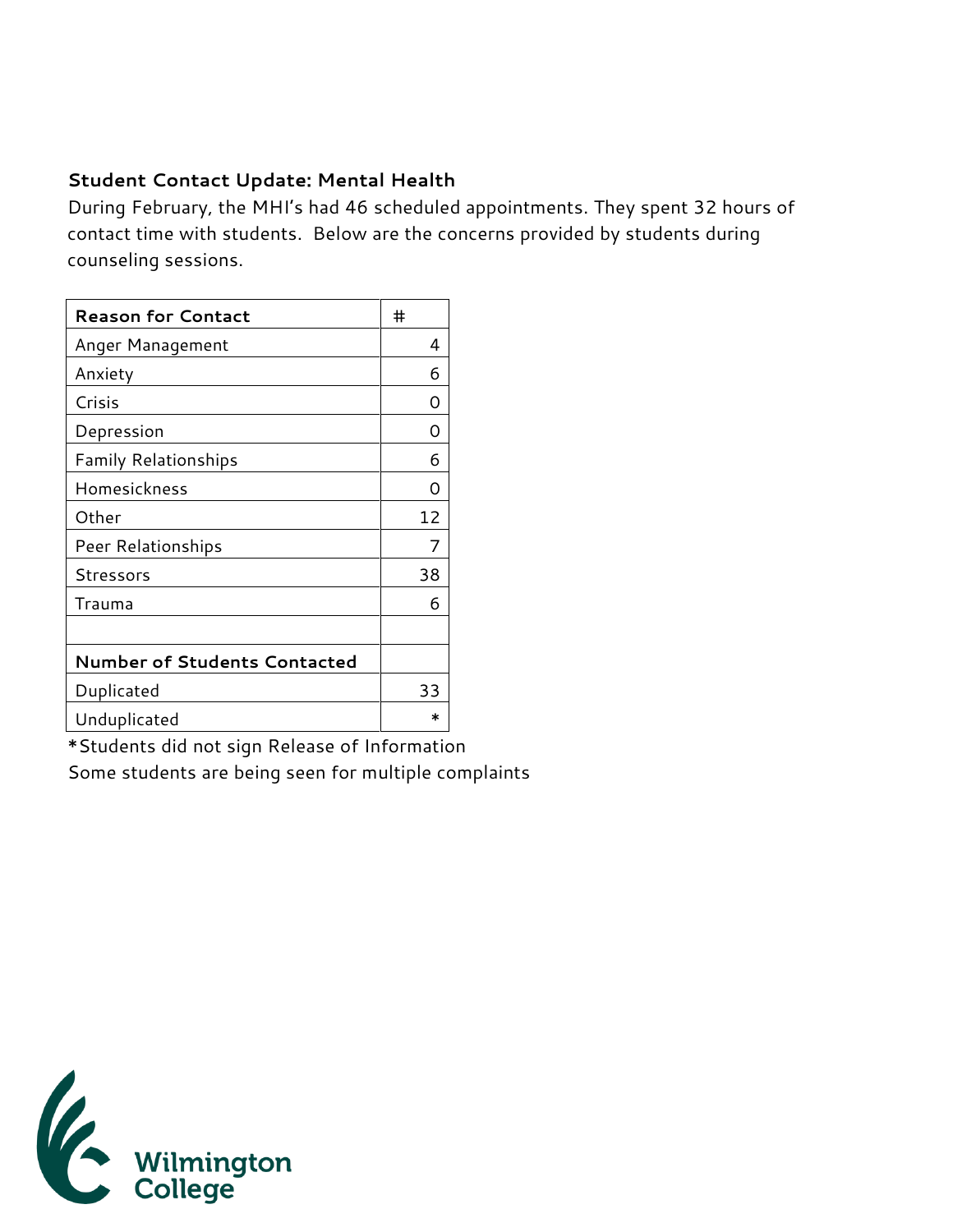**Student Contact Update: Mental Health**

During February, the MHI's had 46 scheduled appointments. They spent 32 hours of contact time with students. Below are the concerns provided by students during counseling sessions.

| Reason for Contact | # |
|---|---|
| Anger Management | 4 |
| Anxiety | 6 |
| Crisis | 0 |
| Depression | 0 |
| Family Relationships | 6 |
| Homesickness | 0 |
| Other | 12 |
| Peer Relationships | 7 |
| Stressors | 38 |
| Trauma | 6 |
| | |
| **Number of Students Contacted** | |
| Duplicated | 33 |
| Unduplicated | * |

*Students did not sign Release of Information

Some students are being seen for multiple complaints

Wilmington College